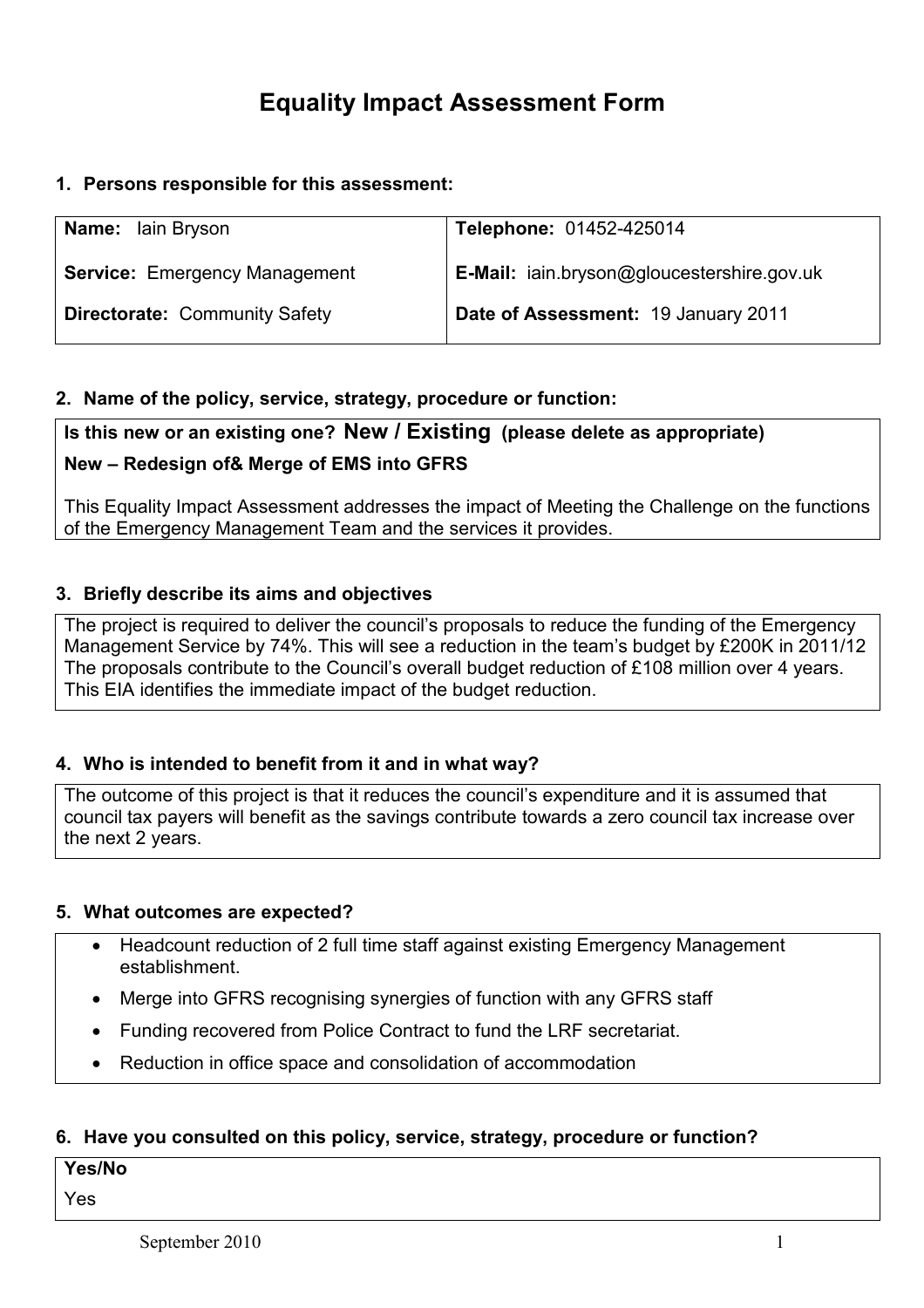# Equality Impact Assessment Form

**1. Persons responsible for this assessment:**

| | |
|---|---|
| **Name:** Iain Bryson | **Telephone:** 01452-425014 |
| **Service:** Emergency Management | **E-Mail:** iain.bryson@gloucestershire.gov.uk |
| **Directorate:** Community Safety | **Date of Assessment:** 19 January 2011 |

**2. Name of the policy, service, strategy, procedure or function:**

**Is this new or an existing one? New / Existing (please delete as appropriate)**

**New – Redesign of& Merge of EMS into GFRS**

This Equality Impact Assessment addresses the impact of Meeting the Challenge on the functions of the Emergency Management Team and the services it provides.

**3. Briefly describe its aims and objectives**

The project is required to deliver the council's proposals to reduce the funding of the Emergency Management Service by 74%. This will see a reduction in the team's budget by £200K in 2011/12 The proposals contribute to the Council's overall budget reduction of £108 million over 4 years. This EIA identifies the immediate impact of the budget reduction.

**4. Who is intended to benefit from it and in what way?**

The outcome of this project is that it reduces the council's expenditure and it is assumed that council tax payers will benefit as the savings contribute towards a zero council tax increase over the next 2 years.

**5. What outcomes are expected?**

- Headcount reduction of 2 full time staff against existing Emergency Management establishment.
- Merge into GFRS recognising synergies of function with any GFRS staff
- Funding recovered from Police Contract to fund the LRF secretariat.
- Reduction in office space and consolidation of accommodation

**6. Have you consulted on this policy, service, strategy, procedure or function?**

**Yes/No**

Yes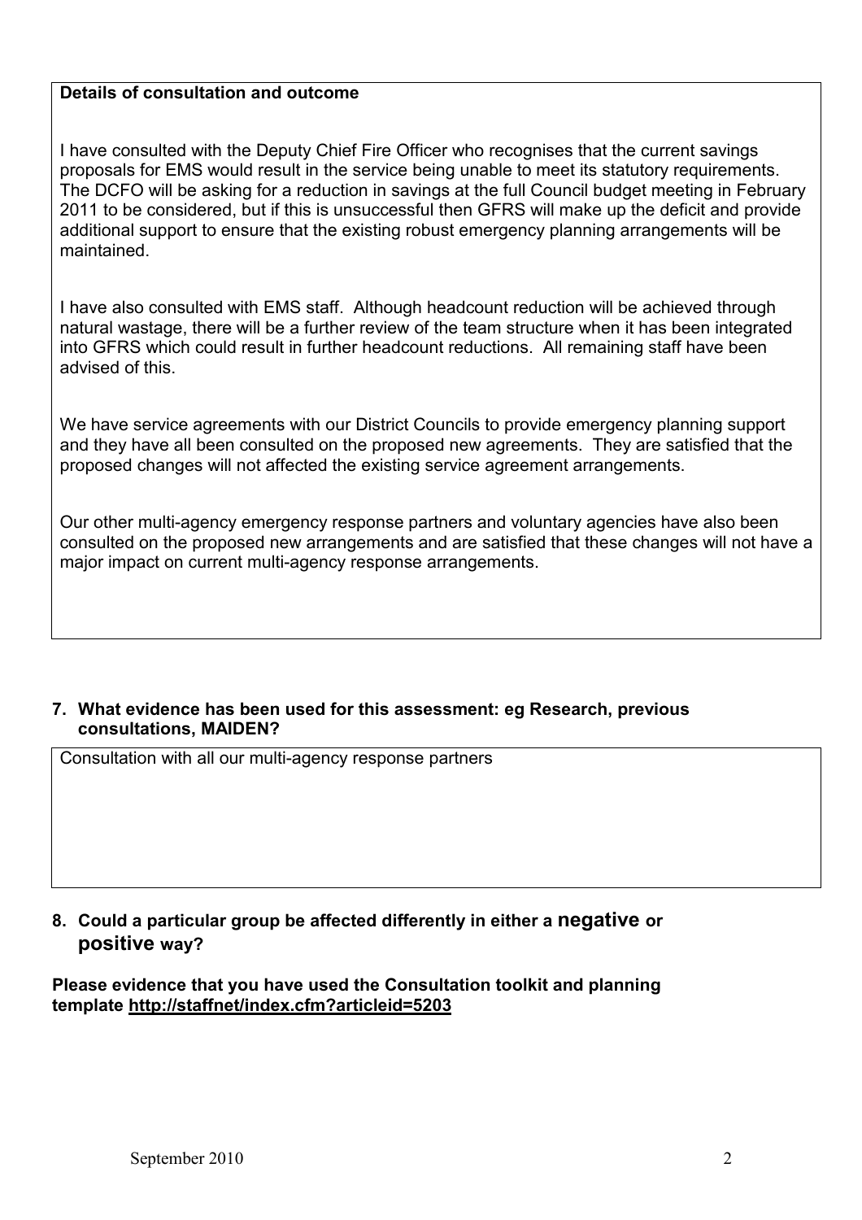**Details of consultation and outcome**

I have consulted with the Deputy Chief Fire Officer who recognises that the current savings proposals for EMS would result in the service being unable to meet its statutory requirements. The DCFO will be asking for a reduction in savings at the full Council budget meeting in February 2011 to be considered, but if this is unsuccessful then GFRS will make up the deficit and provide additional support to ensure that the existing robust emergency planning arrangements will be maintained.

I have also consulted with EMS staff. Although headcount reduction will be achieved through natural wastage, there will be a further review of the team structure when it has been integrated into GFRS which could result in further headcount reductions. All remaining staff have been advised of this.

We have service agreements with our District Councils to provide emergency planning support and they have all been consulted on the proposed new agreements. They are satisfied that the proposed changes will not affected the existing service agreement arrangements.

Our other multi-agency emergency response partners and voluntary agencies have also been consulted on the proposed new arrangements and are satisfied that these changes will not have a major impact on current multi-agency response arrangements.

**7. What evidence has been used for this assessment: eg Research, previous consultations, MAIDEN?**

Consultation with all our multi-agency response partners

**8. Could a particular group be affected differently in either a negative or positive way?**

**Please evidence that you have used the Consultation toolkit and planning template http://staffnet/index.cfm?articleid=5203**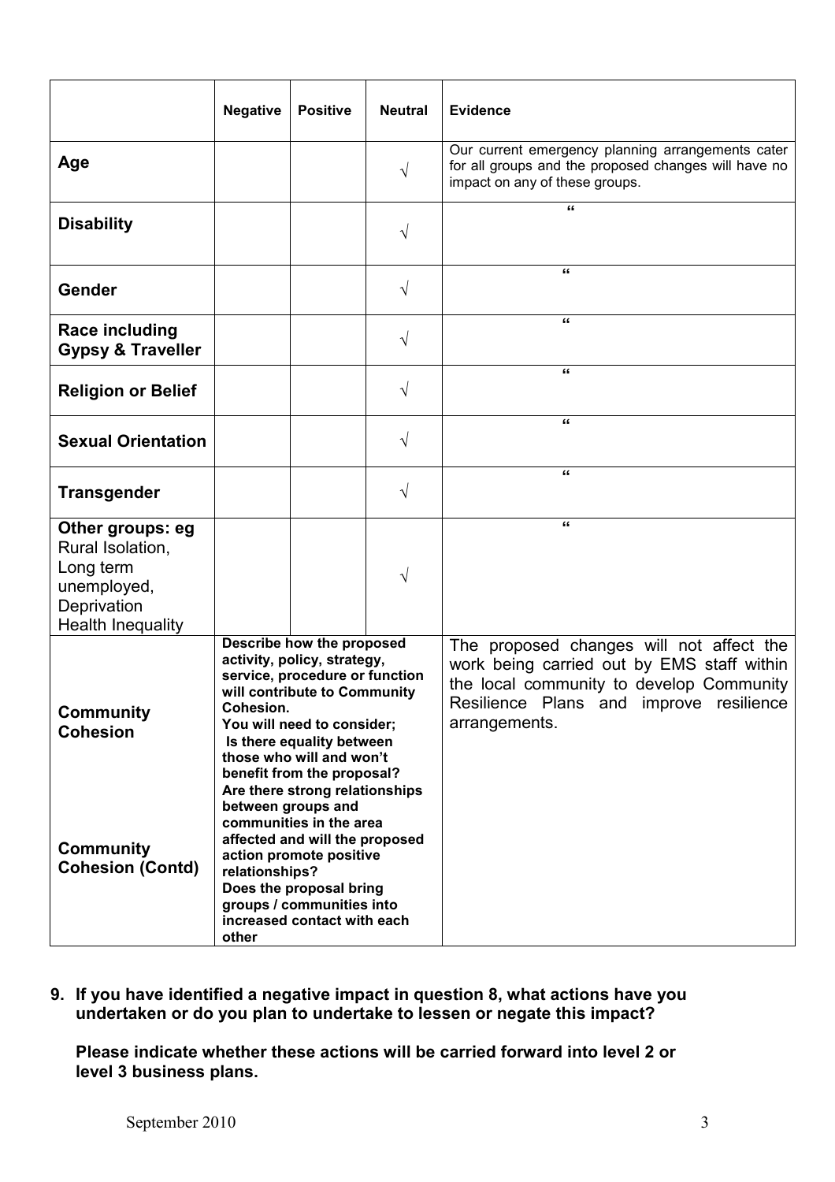| | Negative | Positive | Neutral | Evidence |
|---|---|---|---|---|
| **Age** | | | √ | Our current emergency planning arrangements cater for all groups and the proposed changes will have no impact on any of these groups. |
| **Disability** | | | √ | " |
| **Gender** | | | √ | " |
| **Race including Gypsy & Traveller** | | | √ | " |
| **Religion or Belief** | | | √ | " |
| **Sexual Orientation** | | | √ | " |
| **Transgender** | | | √ | " |
| **Other groups: eg** Rural Isolation, Long term unemployed, Deprivation Health Inequality | | | √ | " |
| **Community Cohesion** <br><br> **Community Cohesion (Contd)** | **Describe how the proposed activity, policy, strategy, service, procedure or function will contribute to Community Cohesion. You will need to consider; Is there equality between those who will and won't benefit from the proposal? Are there strong relationships between groups and communities in the area affected and will the proposed action promote positive relationships? Does the proposal bring groups / communities into increased contact with each other** | | | The proposed changes will not affect the work being carried out by EMS staff within the local community to develop Community Resilience Plans and improve resilience arrangements. |

**9. If you have identified a negative impact in question 8, what actions have you undertaken or do you plan to undertake to lessen or negate this impact?**

**Please indicate whether these actions will be carried forward into level 2 or level 3 business plans.**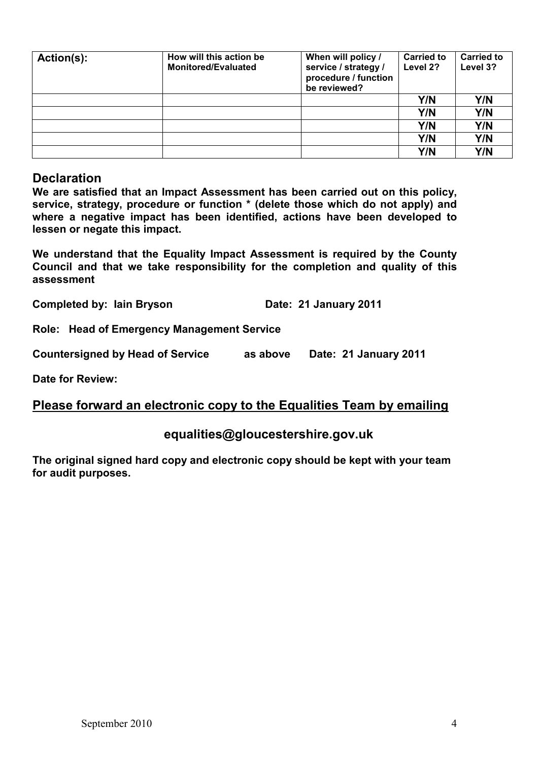| Action(s): | How will this action be Monitored/Evaluated | When will policy / service / strategy / procedure / function be reviewed? | Carried to Level 2? | Carried to Level 3? |
|---|---|---|---|---|
| | | | Y/N | Y/N |
| | | | Y/N | Y/N |
| | | | Y/N | Y/N |
| | | | Y/N | Y/N |
| | | | Y/N | Y/N |

## Declaration

**We are satisfied that an Impact Assessment has been carried out on this policy, service, strategy, procedure or function * (delete those which do not apply) and where a negative impact has been identified, actions have been developed to lessen or negate this impact.**

**We understand that the Equality Impact Assessment is required by the County Council and that we take responsibility for the completion and quality of this assessment**

**Completed by: Iain Bryson Date: 21 January 2011**

**Role: Head of Emergency Management Service**

**Countersigned by Head of Service as above Date: 21 January 2011**

**Date for Review:**

**<u>Please forward an electronic copy to the Equalities Team by emailing</u>**

**equalities@gloucestershire.gov.uk**

**The original signed hard copy and electronic copy should be kept with your team for audit purposes.**

September 2010